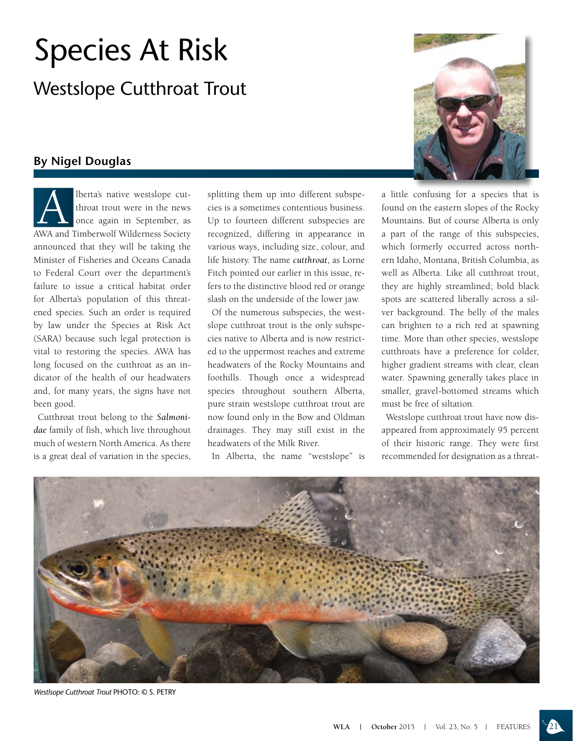# Species At Risk

## Westslope Cutthroat Trout

### By Nigel Douglas

Alberta's native westslope cutthroat trout were in the news once again in September, as AWA and Timberwolf Wilderness Society announced that they will be taking the Minister of Fisheries and Oceans Canada to Federal Court over the department's failure to issue a critical habitat order for Alberta's population of this threatened species. Such an order is required by law under the Species at Risk Act (SARA) because such legal protection is vital to restoring the species. AWA has long focused on the cutthroat as an indicator of the health of our headwaters and, for many years, the signs have not been good.

Cutthroat trout belong to the ***Salmonidae*** family of fish, which live throughout much of western North America. As there is a great deal of variation in the species, splitting them up into different subspecies is a sometimes contentious business. Up to fourteen different subspecies are recognized, differing in appearance in various ways, including size, colour, and life history. The name ***cutthroat***, as Lorne Fitch pointed our earlier in this issue, refers to the distinctive blood red or orange slash on the underside of the lower jaw.

Of the numerous subspecies, the westslope cutthroat trout is the only subspecies native to Alberta and is now restricted to the uppermost reaches and extreme headwaters of the Rocky Mountains and foothills. Though once a widespread species throughout southern Alberta, pure strain westslope cutthroat trout are now found only in the Bow and Oldman drainages. They may still exist in the headwaters of the Milk River.

In Alberta, the name "westslope" is a little confusing for a species that is found on the eastern slopes of the Rocky Mountains. But of course Alberta is only a part of the range of this subspecies, which formerly occurred across northern Idaho, Montana, British Columbia, as well as Alberta. Like all cutthroat trout, they are highly streamlined; bold black spots are scattered liberally across a silver background. The belly of the males can brighten to a rich red at spawning time. More than other species, westslope cutthroats have a preference for colder, higher gradient streams with clear, clean water. Spawning generally takes place in smaller, gravel-bottomed streams which must be free of siltation.

Westslope cutthroat trout have now disappeared from approximately 95 percent of their historic range. They were first recommended for designation as a threat-

*Westlsope Cutthroat Trout* PHOTO: © S. PETRY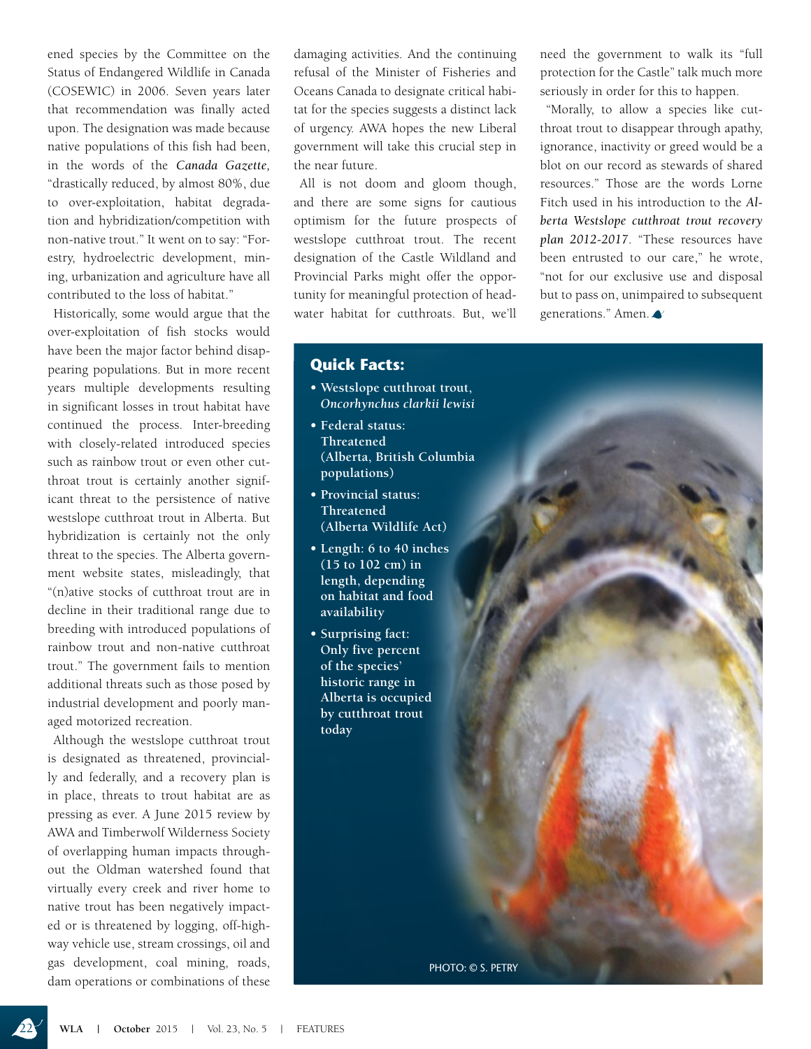ened species by the Committee on the Status of Endangered Wildlife in Canada (COSEWIC) in 2006. Seven years later that recommendation was finally acted upon. The designation was made because native populations of this fish had been, in the words of the *Canada Gazette,* "drastically reduced, by almost 80%, due to over-exploitation, habitat degradation and hybridization/competition with non-native trout." It went on to say: "Forestry, hydroelectric development, mining, urbanization and agriculture have all contributed to the loss of habitat."

Historically, some would argue that the over-exploitation of fish stocks would have been the major factor behind disappearing populations. But in more recent years multiple developments resulting in significant losses in trout habitat have continued the process. Inter-breeding with closely-related introduced species such as rainbow trout or even other cutthroat trout is certainly another significant threat to the persistence of native westslope cutthroat trout in Alberta. But hybridization is certainly not the only threat to the species. The Alberta government website states, misleadingly, that "(n)ative stocks of cutthroat trout are in decline in their traditional range due to breeding with introduced populations of rainbow trout and non-native cutthroat trout." The government fails to mention additional threats such as those posed by industrial development and poorly managed motorized recreation.

Although the westslope cutthroat trout is designated as threatened, provincially and federally, and a recovery plan is in place, threats to trout habitat are as pressing as ever. A June 2015 review by AWA and Timberwolf Wilderness Society of overlapping human impacts throughout the Oldman watershed found that virtually every creek and river home to native trout has been negatively impacted or is threatened by logging, off-highway vehicle use, stream crossings, oil and gas development, coal mining, roads, dam operations or combinations of these damaging activities. And the continuing refusal of the Minister of Fisheries and Oceans Canada to designate critical habitat for the species suggests a distinct lack of urgency. AWA hopes the new Liberal government will take this crucial step in the near future.

All is not doom and gloom though, and there are some signs for cautious optimism for the future prospects of westslope cutthroat trout. The recent designation of the Castle Wildland and Provincial Parks might offer the opportunity for meaningful protection of headwater habitat for cutthroats. But, we'll need the government to walk its "full protection for the Castle" talk much more seriously in order for this to happen.

"Morally, to allow a species like cutthroat trout to disappear through apathy, ignorance, inactivity or greed would be a blot on our record as stewards of shared resources." Those are the words Lorne Fitch used in his introduction to the *Alberta Westslope cutthroat trout recovery plan 2012-2017*. "These resources have been entrusted to our care," he wrote, "not for our exclusive use and disposal but to pass on, unimpaired to subsequent generations." Amen.

## Quick Facts:

- **Westslope cutthroat trout, *Oncorhynchus clarkii lewisi***
- **Federal status: Threatened (Alberta, British Columbia populations)**
- **Provincial status: Threatened (Alberta Wildlife Act)**
- **Length: 6 to 40 inches (15 to 102 cm) in length, depending on habitat and food availability**
- **Surprising fact: Only five percent of the species' historic range in Alberta is occupied by cutthroat trout today**

PHOTO: © S. PETRY